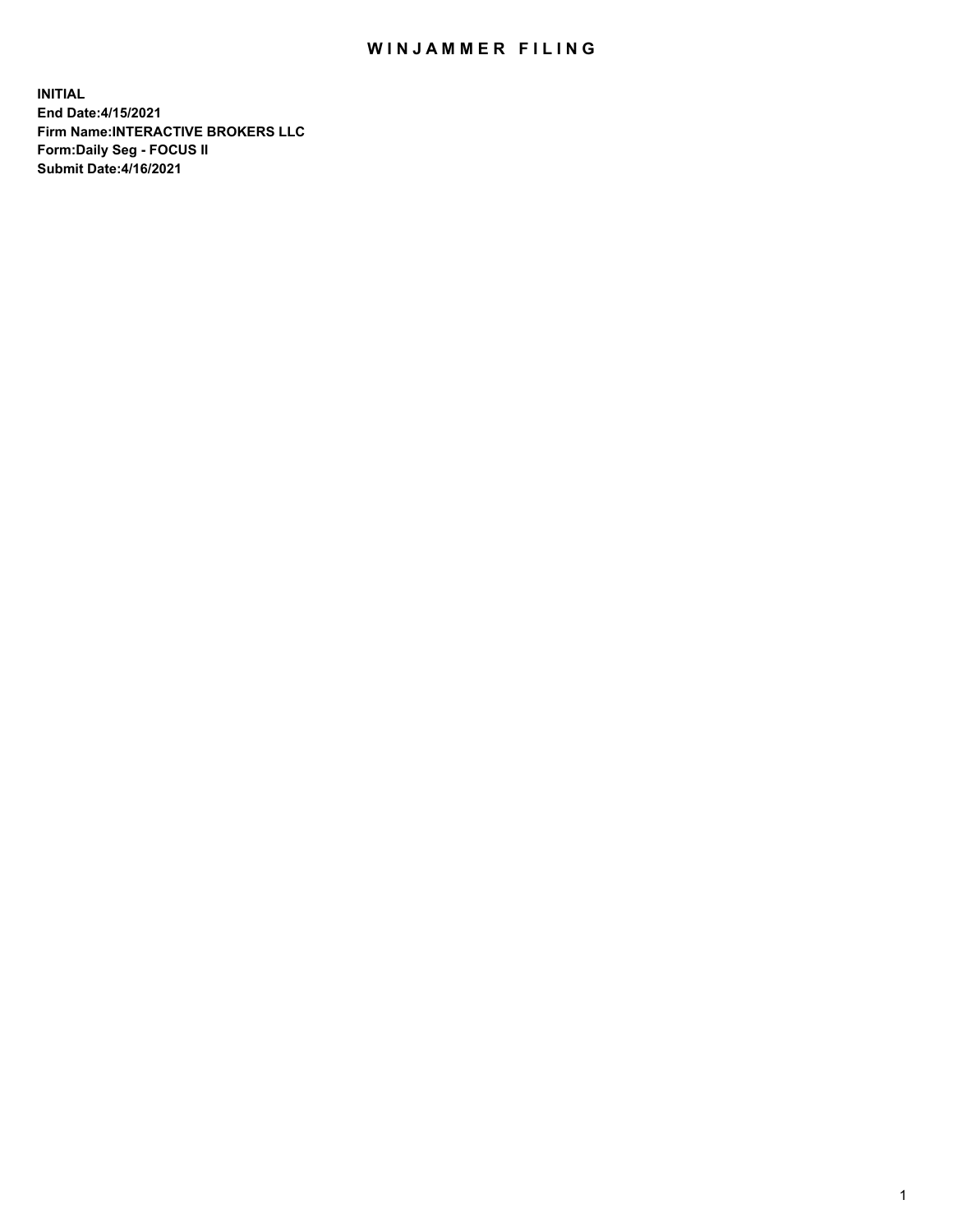# WINJAMMER FILING

**INITIAL**
**End Date:4/15/2021**
**Firm Name:INTERACTIVE BROKERS LLC**
**Form:Daily Seg - FOCUS II**
**Submit Date:4/16/2021**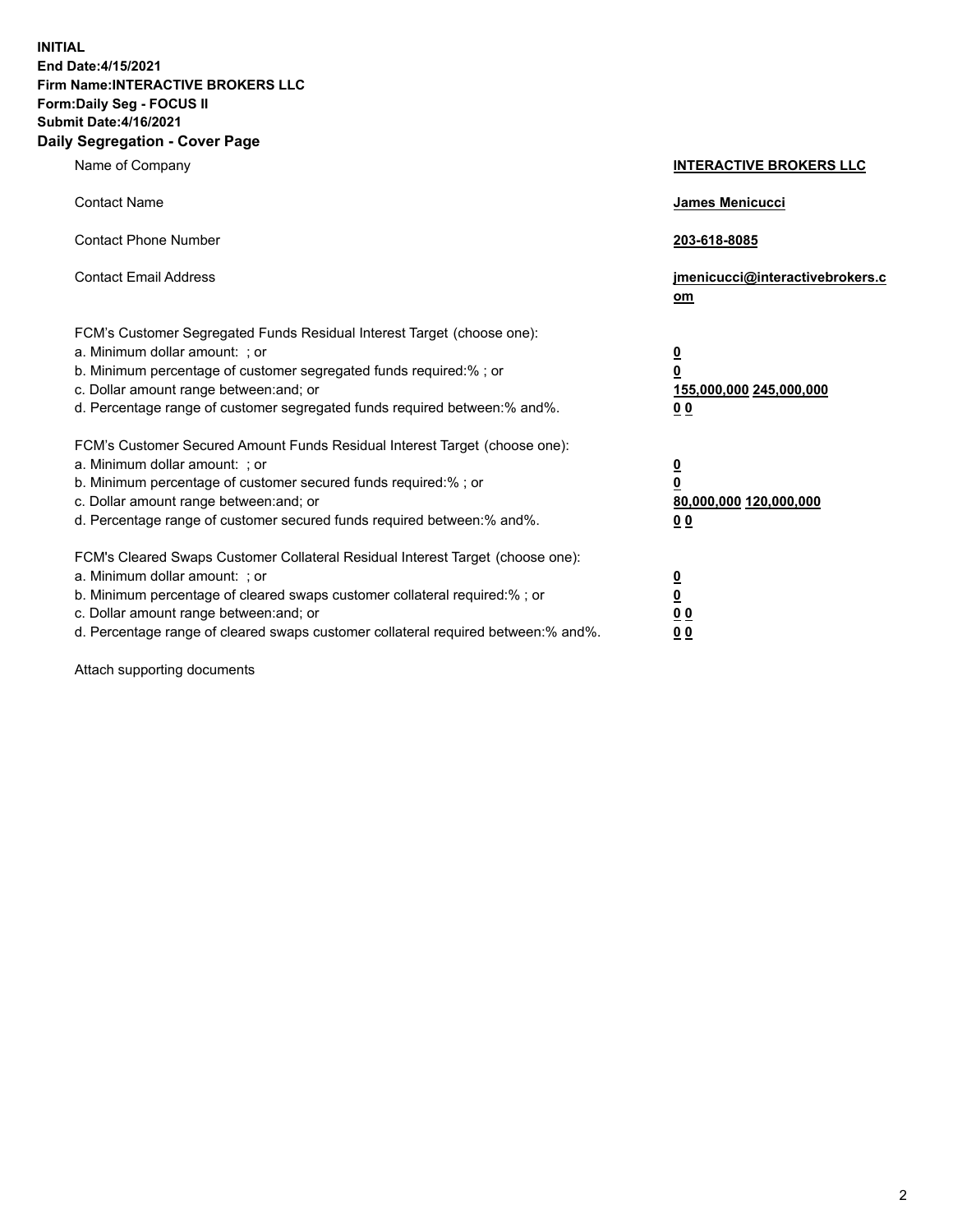**INITIAL**
**End Date:4/15/2021**
**Firm Name:INTERACTIVE BROKERS LLC**
**Form:Daily Seg - FOCUS II**
**Submit Date:4/16/2021**

## Daily Segregation - Cover Page

| | |
|---|---|
| Name of Company | **INTERACTIVE BROKERS LLC** |
| Contact Name | **James Menicucci** |
| Contact Phone Number | **203-618-8085** |
| Contact Email Address | **jmenicucci@interactivebrokers.com** |

FCM's Customer Segregated Funds Residual Interest Target (choose one):

| | |
|---|---|
| a. Minimum dollar amount: ; or | **0** |
| b. Minimum percentage of customer segregated funds required:% ; or | **0** |
| c. Dollar amount range between:and; or | **155,000,000 245,000,000** |
| d. Percentage range of customer segregated funds required between:% and%. | **0 0** |

FCM's Customer Secured Amount Funds Residual Interest Target (choose one):

| | |
|---|---|
| a. Minimum dollar amount: ; or | **0** |
| b. Minimum percentage of customer secured funds required:% ; or | **0** |
| c. Dollar amount range between:and; or | **80,000,000 120,000,000** |
| d. Percentage range of customer secured funds required between:% and%. | **0 0** |

FCM's Cleared Swaps Customer Collateral Residual Interest Target (choose one):

| | |
|---|---|
| a. Minimum dollar amount: ; or | **0** |
| b. Minimum percentage of cleared swaps customer collateral required:% ; or | **0** |
| c. Dollar amount range between:and; or | **0 0** |
| d. Percentage range of cleared swaps customer collateral required between:% and%. | **0 0** |

Attach supporting documents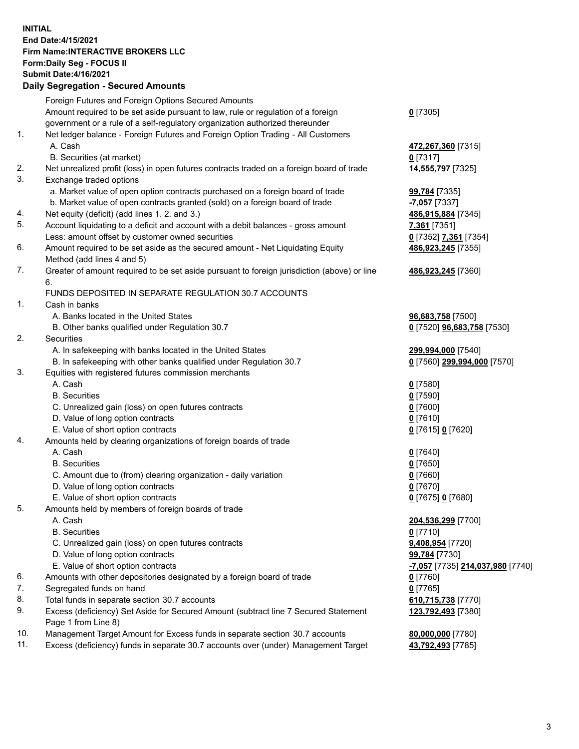**INITIAL**
**End Date:4/15/2021**
**Firm Name:INTERACTIVE BROKERS LLC**
**Form:Daily Seg - FOCUS II**
**Submit Date:4/16/2021**

**Daily Segregation - Secured Amounts**

| | | |
|---|---|---|
| | Foreign Futures and Foreign Options Secured Amounts | |
| | Amount required to be set aside pursuant to law, rule or regulation of a foreign government or a rule of a self-regulatory organization authorized thereunder | **0** [7305] |
| 1. | Net ledger balance - Foreign Futures and Foreign Option Trading - All Customers | |
| | A. Cash | **472,267,360** [7315] |
| | B. Securities (at market) | **0** [7317] |
| 2. | Net unrealized profit (loss) in open futures contracts traded on a foreign board of trade | **14,555,797** [7325] |
| 3. | Exchange traded options | |
| | a. Market value of open option contracts purchased on a foreign board of trade | **99,784** [7335] |
| | b. Market value of open contracts granted (sold) on a foreign board of trade | **-7,057** [7337] |
| 4. | Net equity (deficit) (add lines 1. 2. and 3.) | **486,915,884** [7345] |
| 5. | Account liquidating to a deficit and account with a debit balances - gross amount | **7,361** [7351] |
| | Less: amount offset by customer owned securities | **0** [7352] **7,361** [7354] |
| 6. | Amount required to be set aside as the secured amount - Net Liquidating Equity Method (add lines 4 and 5) | **486,923,245** [7355] |
| 7. | Greater of amount required to be set aside pursuant to foreign jurisdiction (above) or line 6. | **486,923,245** [7360] |
| | FUNDS DEPOSITED IN SEPARATE REGULATION 30.7 ACCOUNTS | |
| 1. | Cash in banks | |
| | A. Banks located in the United States | **96,683,758** [7500] |
| | B. Other banks qualified under Regulation 30.7 | **0** [7520] **96,683,758** [7530] |
| 2. | Securities | |
| | A. In safekeeping with banks located in the United States | **299,994,000** [7540] |
| | B. In safekeeping with other banks qualified under Regulation 30.7 | **0** [7560] **299,994,000** [7570] |
| 3. | Equities with registered futures commission merchants | |
| | A. Cash | **0** [7580] |
| | B. Securities | **0** [7590] |
| | C. Unrealized gain (loss) on open futures contracts | **0** [7600] |
| | D. Value of long option contracts | **0** [7610] |
| | E. Value of short option contracts | **0** [7615] **0** [7620] |
| 4. | Amounts held by clearing organizations of foreign boards of trade | |
| | A. Cash | **0** [7640] |
| | B. Securities | **0** [7650] |
| | C. Amount due to (from) clearing organization - daily variation | **0** [7660] |
| | D. Value of long option contracts | **0** [7670] |
| | E. Value of short option contracts | **0** [7675] **0** [7680] |
| 5. | Amounts held by members of foreign boards of trade | |
| | A. Cash | **204,536,299** [7700] |
| | B. Securities | **0** [7710] |
| | C. Unrealized gain (loss) on open futures contracts | **9,408,954** [7720] |
| | D. Value of long option contracts | **99,784** [7730] |
| | E. Value of short option contracts | **-7,057** [7735] **214,037,980** [7740] |
| 6. | Amounts with other depositories designated by a foreign board of trade | **0** [7760] |
| 7. | Segregated funds on hand | **0** [7765] |
| 8. | Total funds in separate section 30.7 accounts | **610,715,738** [7770] |
| 9. | Excess (deficiency) Set Aside for Secured Amount (subtract line 7 Secured Statement Page 1 from Line 8) | **123,792,493** [7380] |
| 10. | Management Target Amount for Excess funds in separate section 30.7 accounts | **80,000,000** [7780] |
| 11. | Excess (deficiency) funds in separate 30.7 accounts over (under) Management Target | **43,792,493** [7785] |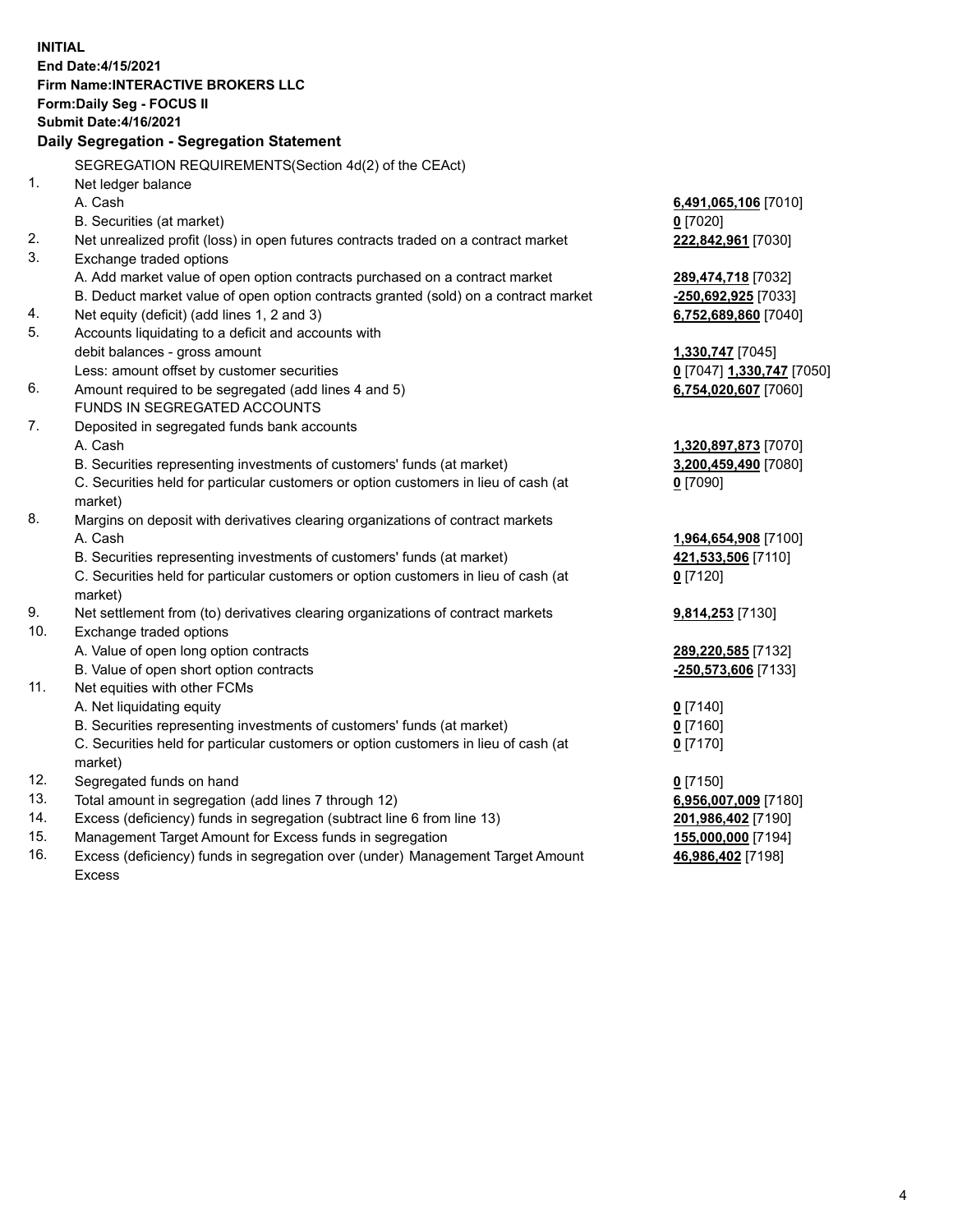**INITIAL**
**End Date:4/15/2021**
**Firm Name:INTERACTIVE BROKERS LLC**
**Form:Daily Seg - FOCUS II**
**Submit Date:4/16/2021**

**Daily Segregation - Segregation Statement**

SEGREGATION REQUIREMENTS(Section 4d(2) of the CEAct)

| | | |
|---|---|---|
| 1. | Net ledger balance | |
| | A. Cash | **6,491,065,106** [7010] |
| | B. Securities (at market) | **0** [7020] |
| 2. | Net unrealized profit (loss) in open futures contracts traded on a contract market | **222,842,961** [7030] |
| 3. | Exchange traded options | |
| | A. Add market value of open option contracts purchased on a contract market | **289,474,718** [7032] |
| | B. Deduct market value of open option contracts granted (sold) on a contract market | **-250,692,925** [7033] |
| 4. | Net equity (deficit) (add lines 1, 2 and 3) | **6,752,689,860** [7040] |
| 5. | Accounts liquidating to a deficit and accounts with debit balances - gross amount | **1,330,747** [7045] |
| | Less: amount offset by customer securities | **0** [7047] **1,330,747** [7050] |
| 6. | Amount required to be segregated (add lines 4 and 5) | **6,754,020,607** [7060] |
| | FUNDS IN SEGREGATED ACCOUNTS | |
| 7. | Deposited in segregated funds bank accounts | |
| | A. Cash | **1,320,897,873** [7070] |
| | B. Securities representing investments of customers' funds (at market) | **3,200,459,490** [7080] |
| | C. Securities held for particular customers or option customers in lieu of cash (at market) | **0** [7090] |
| 8. | Margins on deposit with derivatives clearing organizations of contract markets | |
| | A. Cash | **1,964,654,908** [7100] |
| | B. Securities representing investments of customers' funds (at market) | **421,533,506** [7110] |
| | C. Securities held for particular customers or option customers in lieu of cash (at market) | **0** [7120] |
| 9. | Net settlement from (to) derivatives clearing organizations of contract markets | **9,814,253** [7130] |
| 10. | Exchange traded options | |
| | A. Value of open long option contracts | **289,220,585** [7132] |
| | B. Value of open short option contracts | **-250,573,606** [7133] |
| 11. | Net equities with other FCMs | |
| | A. Net liquidating equity | **0** [7140] |
| | B. Securities representing investments of customers' funds (at market) | **0** [7160] |
| | C. Securities held for particular customers or option customers in lieu of cash (at market) | **0** [7170] |
| 12. | Segregated funds on hand | **0** [7150] |
| 13. | Total amount in segregation (add lines 7 through 12) | **6,956,007,009** [7180] |
| 14. | Excess (deficiency) funds in segregation (subtract line 6 from line 13) | **201,986,402** [7190] |
| 15. | Management Target Amount for Excess funds in segregation | **155,000,000** [7194] |
| 16. | Excess (deficiency) funds in segregation over (under) Management Target Amount Excess | **46,986,402** [7198] |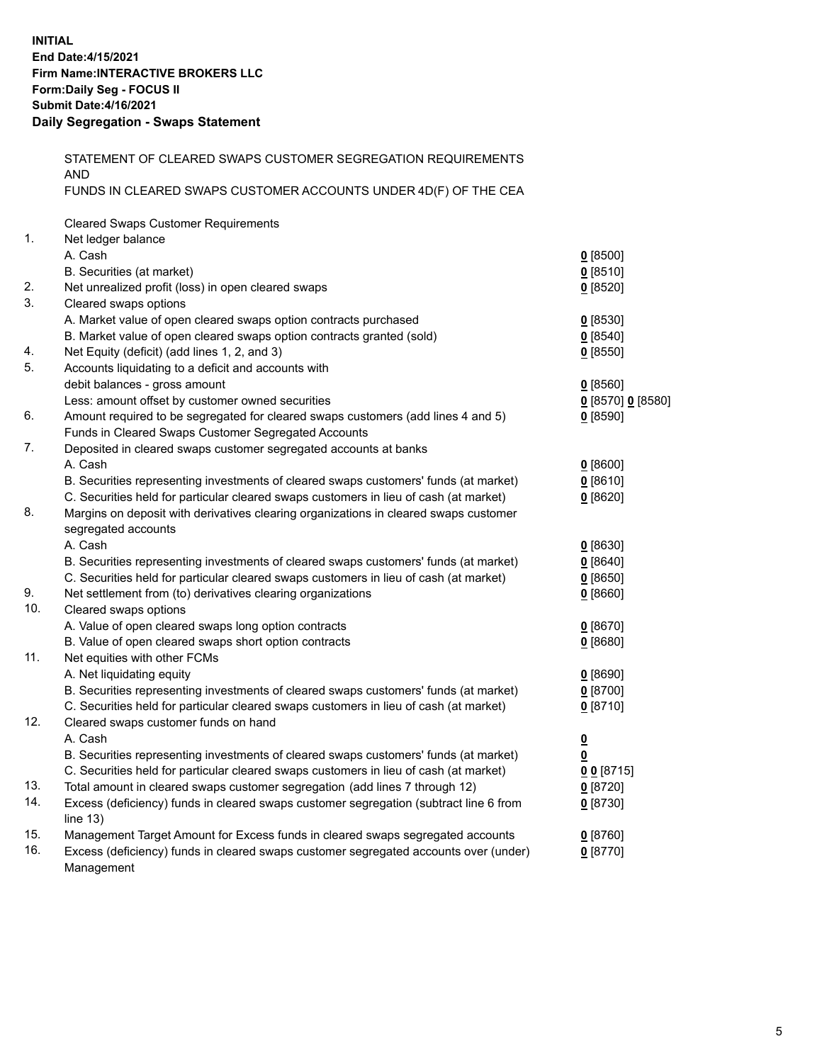**INITIAL**
**End Date:4/15/2021**
**Firm Name:INTERACTIVE BROKERS LLC**
**Form:Daily Seg - FOCUS II**
**Submit Date:4/16/2021**
**Daily Segregation - Swaps Statement**

STATEMENT OF CLEARED SWAPS CUSTOMER SEGREGATION REQUIREMENTS AND FUNDS IN CLEARED SWAPS CUSTOMER ACCOUNTS UNDER 4D(F) OF THE CEA

| | | |
|---|---|---|
| | Cleared Swaps Customer Requirements | |
| 1. | Net ledger balance | |
| | A. Cash | 0 [8500] |
| | B. Securities (at market) | 0 [8510] |
| 2. | Net unrealized profit (loss) in open cleared swaps | 0 [8520] |
| 3. | Cleared swaps options | |
| | A. Market value of open cleared swaps option contracts purchased | 0 [8530] |
| | B. Market value of open cleared swaps option contracts granted (sold) | 0 [8540] |
| 4. | Net Equity (deficit) (add lines 1, 2, and 3) | 0 [8550] |
| 5. | Accounts liquidating to a deficit and accounts with debit balances - gross amount | 0 [8560] |
| | Less: amount offset by customer owned securities | 0 [8570] 0 [8580] |
| 6. | Amount required to be segregated for cleared swaps customers (add lines 4 and 5) | 0 [8590] |
| | Funds in Cleared Swaps Customer Segregated Accounts | |
| 7. | Deposited in cleared swaps customer segregated accounts at banks | |
| | A. Cash | 0 [8600] |
| | B. Securities representing investments of cleared swaps customers' funds (at market) | 0 [8610] |
| | C. Securities held for particular cleared swaps customers in lieu of cash (at market) | 0 [8620] |
| 8. | Margins on deposit with derivatives clearing organizations in cleared swaps customer segregated accounts | |
| | A. Cash | 0 [8630] |
| | B. Securities representing investments of cleared swaps customers' funds (at market) | 0 [8640] |
| | C. Securities held for particular cleared swaps customers in lieu of cash (at market) | 0 [8650] |
| 9. | Net settlement from (to) derivatives clearing organizations | 0 [8660] |
| 10. | Cleared swaps options | |
| | A. Value of open cleared swaps long option contracts | 0 [8670] |
| | B. Value of open cleared swaps short option contracts | 0 [8680] |
| 11. | Net equities with other FCMs | |
| | A. Net liquidating equity | 0 [8690] |
| | B. Securities representing investments of cleared swaps customers' funds (at market) | 0 [8700] |
| | C. Securities held for particular cleared swaps customers in lieu of cash (at market) | 0 [8710] |
| 12. | Cleared swaps customer funds on hand | |
| | A. Cash | 0 |
| | B. Securities representing investments of cleared swaps customers' funds (at market) | 0 |
| | C. Securities held for particular cleared swaps customers in lieu of cash (at market) | 0 0 [8715] |
| 13. | Total amount in cleared swaps customer segregation (add lines 7 through 12) | 0 [8720] |
| 14. | Excess (deficiency) funds in cleared swaps customer segregation (subtract line 6 from line 13) | 0 [8730] |
| 15. | Management Target Amount for Excess funds in cleared swaps segregated accounts | 0 [8760] |
| 16. | Excess (deficiency) funds in cleared swaps customer segregated accounts over (under) Management | 0 [8770] |